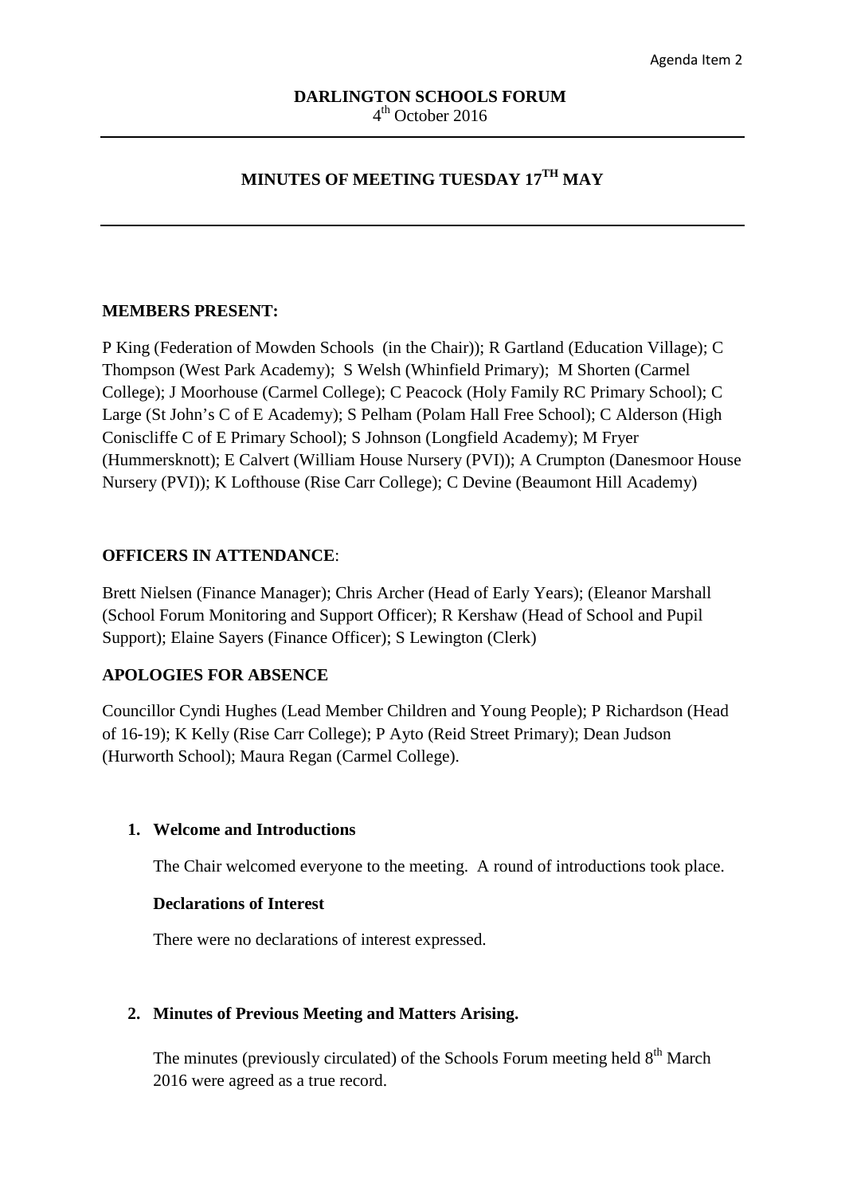Agenda Item 2

**DARLINGTON SCHOOLS FORUM**
4th October 2016

# MINUTES OF MEETING TUESDAY 17TH MAY

**MEMBERS PRESENT:**

P King (Federation of Mowden Schools (in the Chair)); R Gartland (Education Village); C Thompson (West Park Academy); S Welsh (Whinfield Primary); M Shorten (Carmel College); J Moorhouse (Carmel College); C Peacock (Holy Family RC Primary School); C Large (St John's C of E Academy); S Pelham (Polam Hall Free School); C Alderson (High Coniscliffe C of E Primary School); S Johnson (Longfield Academy); M Fryer (Hummersknott); E Calvert (William House Nursery (PVI)); A Crumpton (Danesmoor House Nursery (PVI)); K Lofthouse (Rise Carr College); C Devine (Beaumont Hill Academy)

**OFFICERS IN ATTENDANCE**:

Brett Nielsen (Finance Manager); Chris Archer (Head of Early Years); (Eleanor Marshall (School Forum Monitoring and Support Officer); R Kershaw (Head of School and Pupil Support); Elaine Sayers (Finance Officer); S Lewington (Clerk)

**APOLOGIES FOR ABSENCE**

Councillor Cyndi Hughes (Lead Member Children and Young People); P Richardson (Head of 16-19); K Kelly (Rise Carr College); P Ayto (Reid Street Primary); Dean Judson (Hurworth School); Maura Regan (Carmel College).

1. **Welcome and Introductions**

   The Chair welcomed everyone to the meeting. A round of introductions took place.

   **Declarations of Interest**

   There were no declarations of interest expressed.

2. **Minutes of Previous Meeting and Matters Arising.**

   The minutes (previously circulated) of the Schools Forum meeting held 8th March 2016 were agreed as a true record.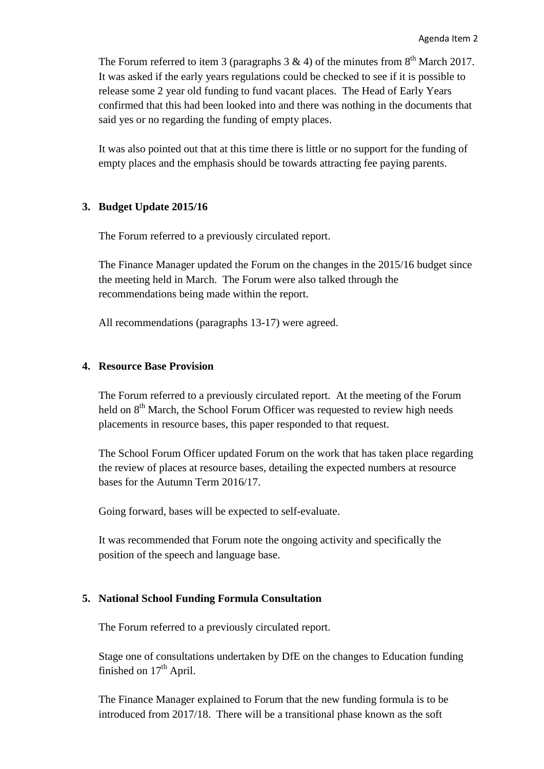The Forum referred to item 3 (paragraphs 3 & 4) of the minutes from 8th March 2017. It was asked if the early years regulations could be checked to see if it is possible to release some 2 year old funding to fund vacant places. The Head of Early Years confirmed that this had been looked into and there was nothing in the documents that said yes or no regarding the funding of empty places.

It was also pointed out that at this time there is little or no support for the funding of empty places and the emphasis should be towards attracting fee paying parents.

**3. Budget Update 2015/16**

The Forum referred to a previously circulated report.

The Finance Manager updated the Forum on the changes in the 2015/16 budget since the meeting held in March. The Forum were also talked through the recommendations being made within the report.

All recommendations (paragraphs 13-17) were agreed.

**4. Resource Base Provision**

The Forum referred to a previously circulated report. At the meeting of the Forum held on 8th March, the School Forum Officer was requested to review high needs placements in resource bases, this paper responded to that request.

The School Forum Officer updated Forum on the work that has taken place regarding the review of places at resource bases, detailing the expected numbers at resource bases for the Autumn Term 2016/17.

Going forward, bases will be expected to self-evaluate.

It was recommended that Forum note the ongoing activity and specifically the position of the speech and language base.

**5. National School Funding Formula Consultation**

The Forum referred to a previously circulated report.

Stage one of consultations undertaken by DfE on the changes to Education funding finished on 17th April.

The Finance Manager explained to Forum that the new funding formula is to be introduced from 2017/18. There will be a transitional phase known as the soft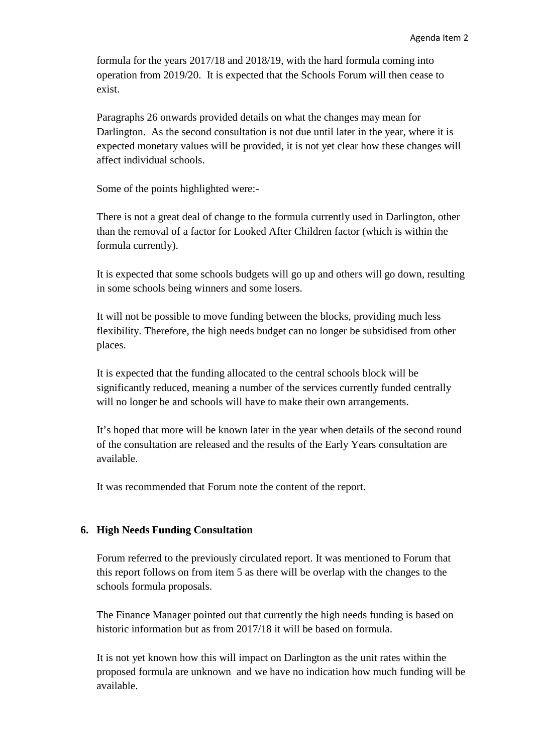formula for the years 2017/18 and 2018/19, with the hard formula coming into operation from 2019/20. It is expected that the Schools Forum will then cease to exist.

Paragraphs 26 onwards provided details on what the changes may mean for Darlington. As the second consultation is not due until later in the year, where it is expected monetary values will be provided, it is not yet clear how these changes will affect individual schools.

Some of the points highlighted were:-

There is not a great deal of change to the formula currently used in Darlington, other than the removal of a factor for Looked After Children factor (which is within the formula currently).

It is expected that some schools budgets will go up and others will go down, resulting in some schools being winners and some losers.

It will not be possible to move funding between the blocks, providing much less flexibility. Therefore, the high needs budget can no longer be subsidised from other places.

It is expected that the funding allocated to the central schools block will be significantly reduced, meaning a number of the services currently funded centrally will no longer be and schools will have to make their own arrangements.

It's hoped that more will be known later in the year when details of the second round of the consultation are released and the results of the Early Years consultation are available.

It was recommended that Forum note the content of the report.

## 6. High Needs Funding Consultation

Forum referred to the previously circulated report. It was mentioned to Forum that this report follows on from item 5 as there will be overlap with the changes to the schools formula proposals.

The Finance Manager pointed out that currently the high needs funding is based on historic information but as from 2017/18 it will be based on formula.

It is not yet known how this will impact on Darlington as the unit rates within the proposed formula are unknown and we have no indication how much funding will be available.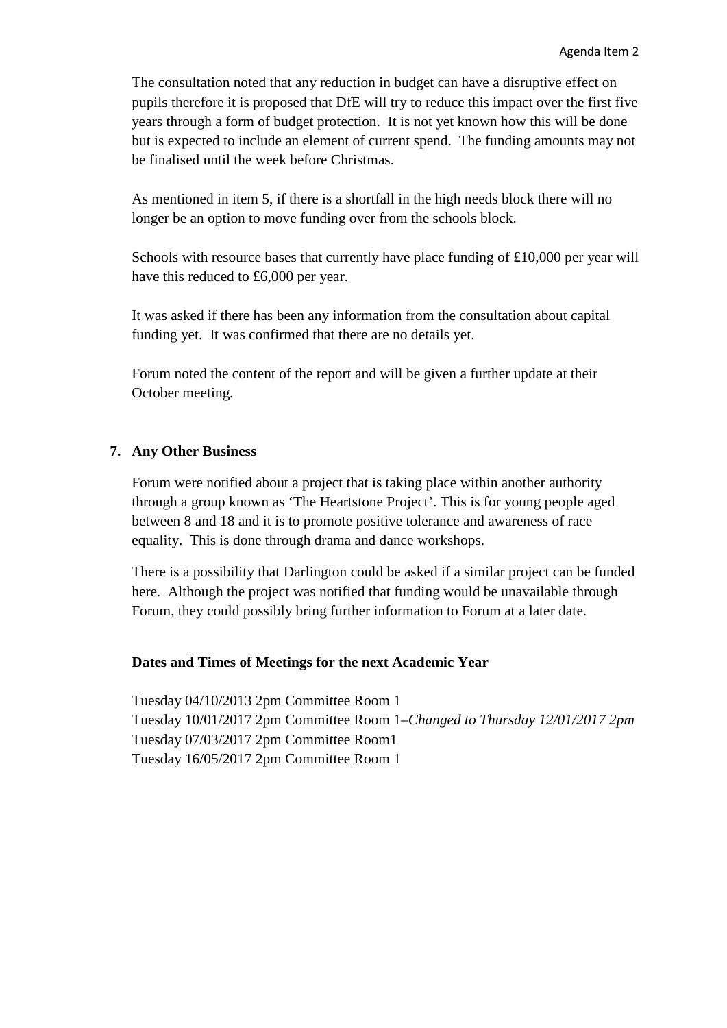The consultation noted that any reduction in budget can have a disruptive effect on pupils therefore it is proposed that DfE will try to reduce this impact over the first five years through a form of budget protection. It is not yet known how this will be done but is expected to include an element of current spend. The funding amounts may not be finalised until the week before Christmas.

As mentioned in item 5, if there is a shortfall in the high needs block there will no longer be an option to move funding over from the schools block.

Schools with resource bases that currently have place funding of £10,000 per year will have this reduced to £6,000 per year.

It was asked if there has been any information from the consultation about capital funding yet. It was confirmed that there are no details yet.

Forum noted the content of the report and will be given a further update at their October meeting.

**7. Any Other Business**

Forum were notified about a project that is taking place within another authority through a group known as 'The Heartstone Project'. This is for young people aged between 8 and 18 and it is to promote positive tolerance and awareness of race equality. This is done through drama and dance workshops.

There is a possibility that Darlington could be asked if a similar project can be funded here. Although the project was notified that funding would be unavailable through Forum, they could possibly bring further information to Forum at a later date.

**Dates and Times of Meetings for the next Academic Year**

Tuesday 04/10/2013 2pm Committee Room 1
Tuesday 10/01/2017 2pm Committee Room 1–*Changed to Thursday 12/01/2017 2pm*
Tuesday 07/03/2017 2pm Committee Room1
Tuesday 16/05/2017 2pm Committee Room 1